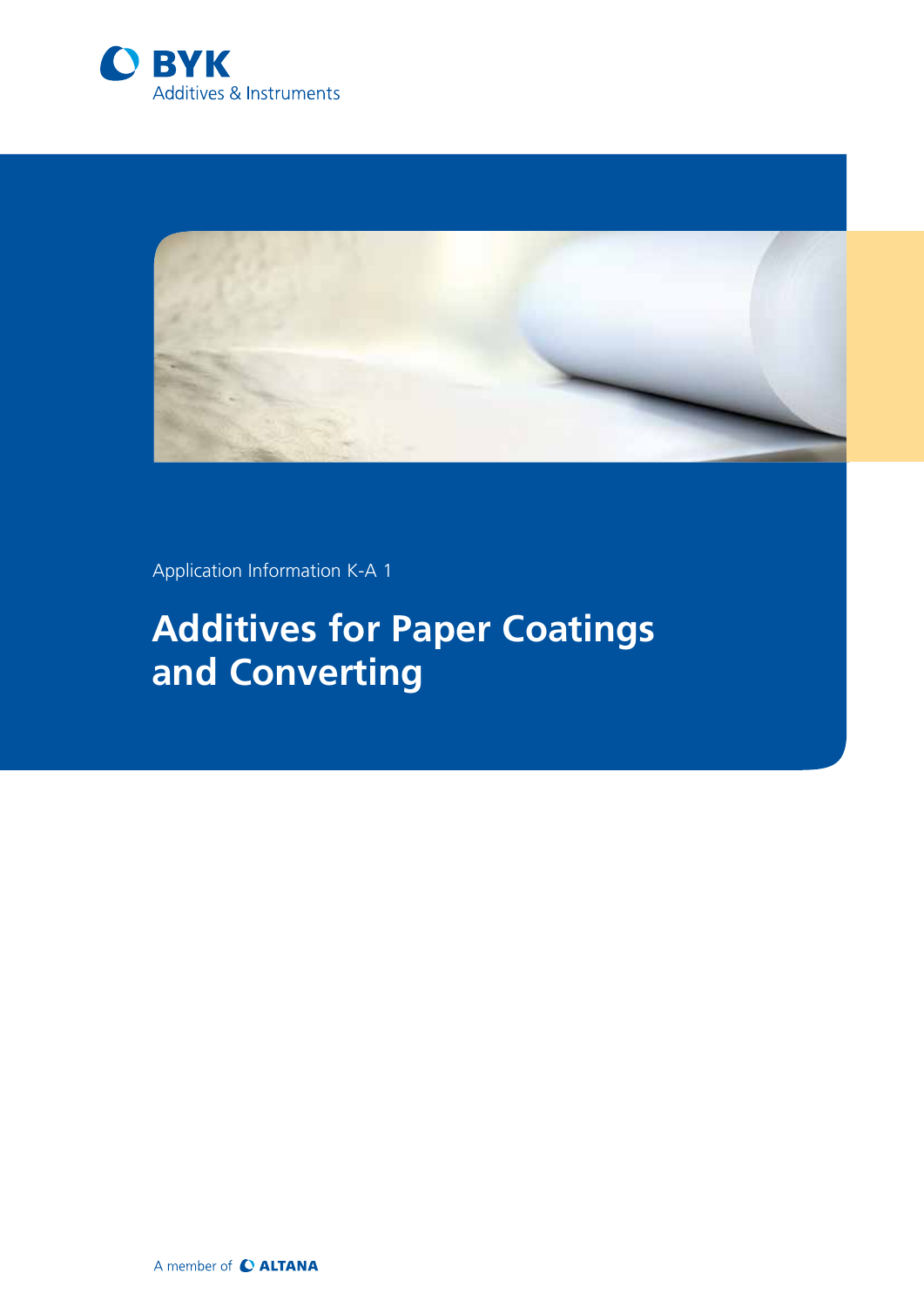BYK

Additives & Instruments

Application Information K-A 1

# Additives for Paper Coatings and Converting

A member of ALTANA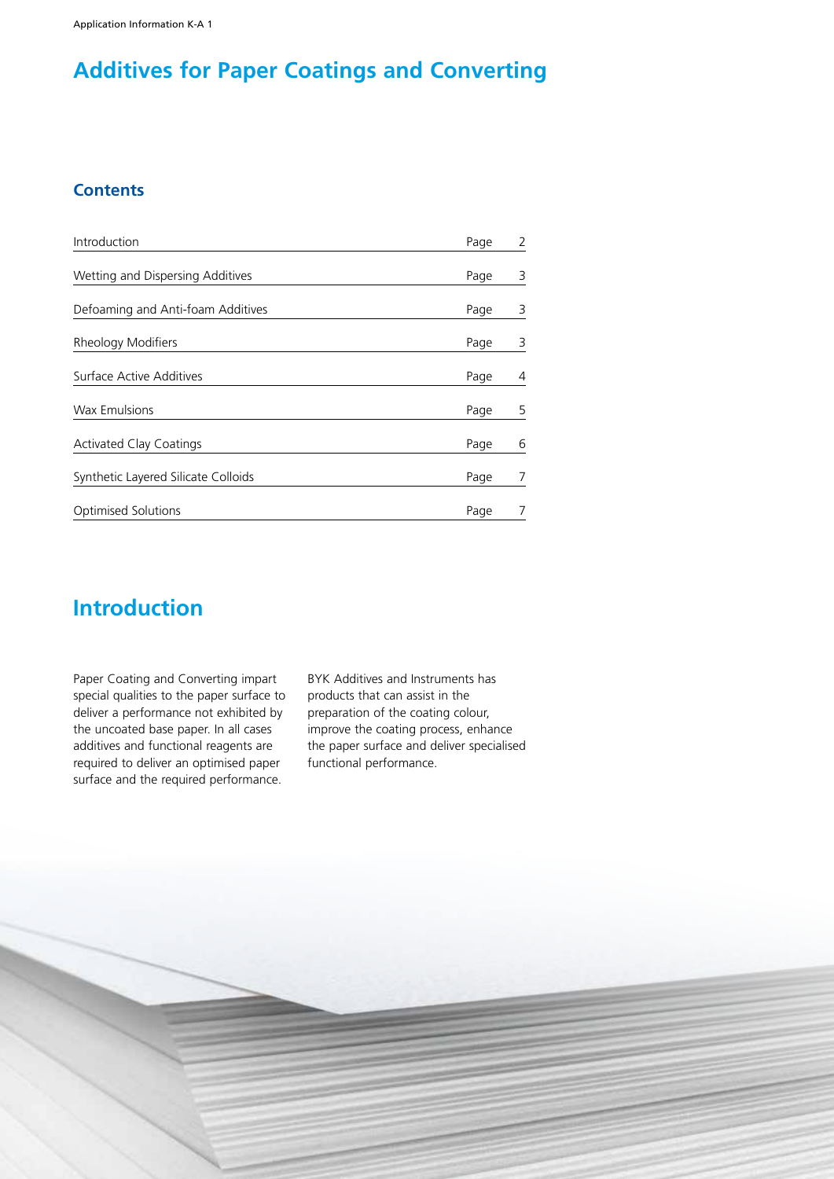# Additives for Paper Coatings and Converting

## Contents

| | | |
|---|---|---|
| Introduction | Page | 2 |
| Wetting and Dispersing Additives | Page | 3 |
| Defoaming and Anti-foam Additives | Page | 3 |
| Rheology Modifiers | Page | 3 |
| Surface Active Additives | Page | 4 |
| Wax Emulsions | Page | 5 |
| Activated Clay Coatings | Page | 6 |
| Synthetic Layered Silicate Colloids | Page | 7 |
| Optimised Solutions | Page | 7 |

# Introduction

Paper Coating and Converting impart special qualities to the paper surface to deliver a performance not exhibited by the uncoated base paper. In all cases additives and functional reagents are required to deliver an optimised paper surface and the required performance.

BYK Additives and Instruments has products that can assist in the preparation of the coating colour, improve the coating process, enhance the paper surface and deliver specialised functional performance.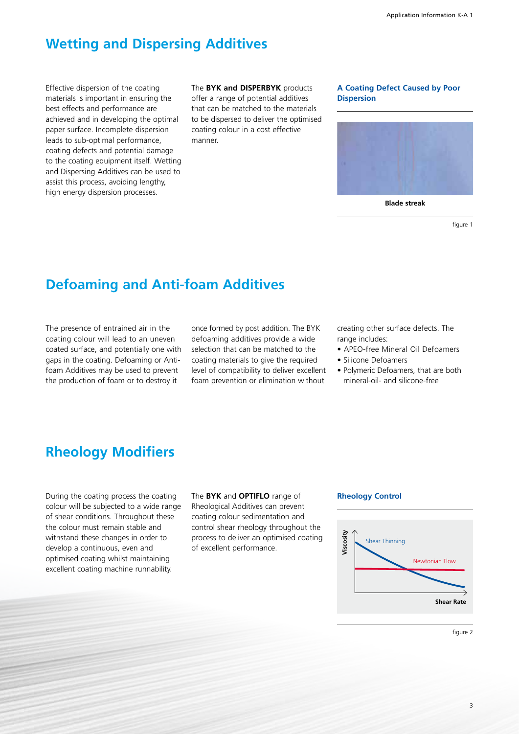## Wetting and Dispersing Additives

Effective dispersion of the coating materials is important in ensuring the best effects and performance are achieved and in developing the optimal paper surface. Incomplete dispersion leads to sub-optimal performance, coating defects and potential damage to the coating equipment itself. Wetting and Dispersing Additives can be used to assist this process, avoiding lengthy, high energy dispersion processes.

The **BYK and DISPERBYK** products offer a range of potential additives that can be matched to the materials to be dispersed to deliver the optimised coating colour in a cost effective manner.

**A Coating Defect Caused by Poor Dispersion**

**Blade streak**

figure 1

## Defoaming and Anti-foam Additives

The presence of entrained air in the coating colour will lead to an uneven coated surface, and potentially one with gaps in the coating. Defoaming or Anti-foam Additives may be used to prevent the production of foam or to destroy it once formed by post addition. The BYK defoaming additives provide a wide selection that can be matched to the coating materials to give the required level of compatibility to deliver excellent foam prevention or elimination without creating other surface defects. The range includes:

- APEO-free Mineral Oil Defoamers
- Silicone Defoamers
- Polymeric Defoamers, that are both mineral-oil- and silicone-free

## Rheology Modifiers

During the coating process the coating colour will be subjected to a wide range of shear conditions. Throughout these the colour must remain stable and withstand these changes in order to develop a continuous, even and optimised coating whilst maintaining excellent coating machine runnability.

The **BYK** and **OPTIFLO** range of Rheological Additives can prevent coating colour sedimentation and control shear rheology throughout the process to deliver an optimised coating of excellent performance.

**Rheology Control**

Viscosity / Shear Rate: Shear Thinning, Newtonian Flow

figure 2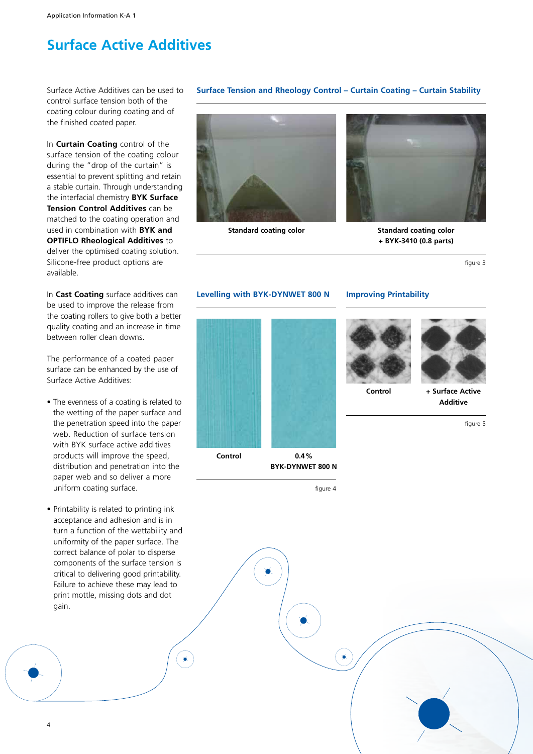# Surface Active Additives

Surface Active Additives can be used to control surface tension both of the coating colour during coating and of the finished coated paper.

In **Curtain Coating** control of the surface tension of the coating colour during the "drop of the curtain" is essential to prevent splitting and retain a stable curtain. Through understanding the interfacial chemistry **BYK Surface Tension Control Additives** can be matched to the coating operation and used in combination with **BYK and OPTIFLO Rheological Additives** to deliver the optimised coating solution. Silicone-free product options are available.

In **Cast Coating** surface additives can be used to improve the release from the coating rollers to give both a better quality coating and an increase in time between roller clean downs.

The performance of a coated paper surface can be enhanced by the use of Surface Active Additives:

- The evenness of a coating is related to the wetting of the paper surface and the penetration speed into the paper web. Reduction of surface tension with BYK surface active additives products will improve the speed, distribution and penetration into the paper web and so deliver a more uniform coating surface.
- Printability is related to printing ink acceptance and adhesion and is in turn a function of the wettability and uniformity of the paper surface. The correct balance of polar to disperse components of the surface tension is critical to delivering good printability. Failure to achieve these may lead to print mottle, missing dots and dot gain.

## Surface Tension and Rheology Control – Curtain Coating – Curtain Stability

**Standard coating color** | **Standard coating color + BYK-3410 (0.8 parts)**

figure 3

## Levelling with BYK-DYNWET 800 N

**Control** | **0.4 % BYK-DYNWET 800 N**

figure 4

## Improving Printability

**Control** | **+ Surface Active Additive**

figure 5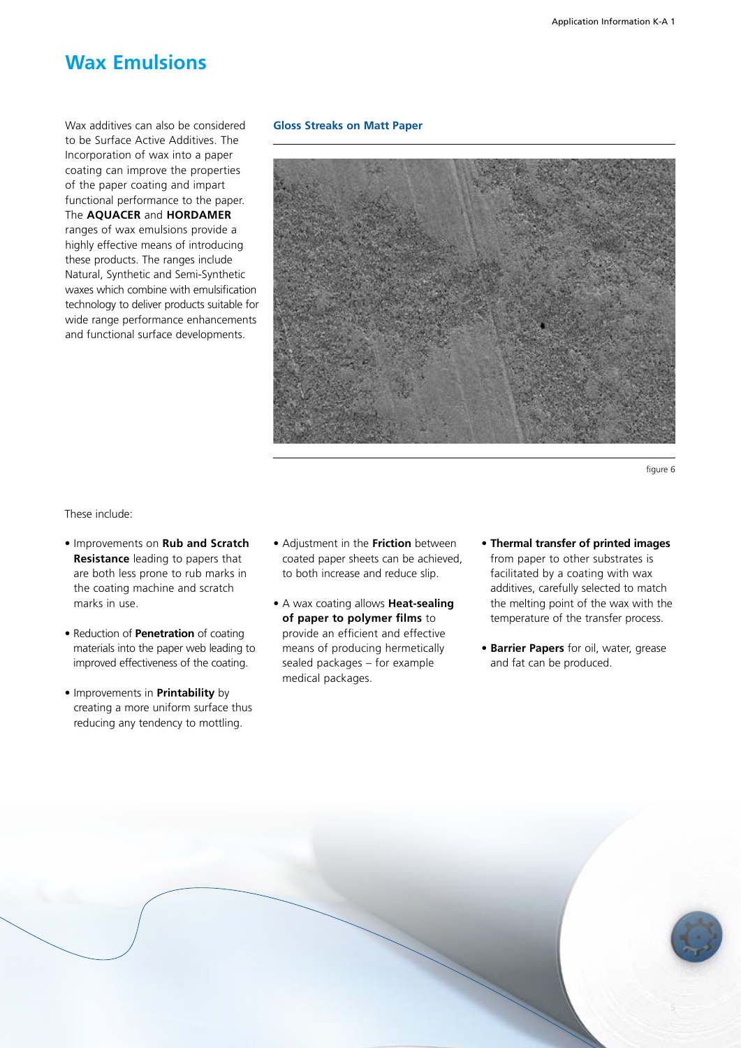# Wax Emulsions

Wax additives can also be considered to be Surface Active Additives. The Incorporation of wax into a paper coating can improve the properties of the paper coating and impart functional performance to the paper. The **AQUACER** and **HORDAMER** ranges of wax emulsions provide a highly effective means of introducing these products. The ranges include Natural, Synthetic and Semi-Synthetic waxes which combine with emulsification technology to deliver products suitable for wide range performance enhancements and functional surface developments.

**Gloss Streaks on Matt Paper**

figure 6

These include:

- Improvements on **Rub and Scratch Resistance** leading to papers that are both less prone to rub marks in the coating machine and scratch marks in use.
- Reduction of **Penetration** of coating materials into the paper web leading to improved effectiveness of the coating.
- Improvements in **Printability** by creating a more uniform surface thus reducing any tendency to mottling.
- Adjustment in the **Friction** between coated paper sheets can be achieved, to both increase and reduce slip.
- A wax coating allows **Heat-sealing of paper to polymer films** to provide an efficient and effective means of producing hermetically sealed packages – for example medical packages.
- **Thermal transfer of printed images** from paper to other substrates is facilitated by a coating with wax additives, carefully selected to match the melting point of the wax with the temperature of the transfer process.
- **Barrier Papers** for oil, water, grease and fat can be produced.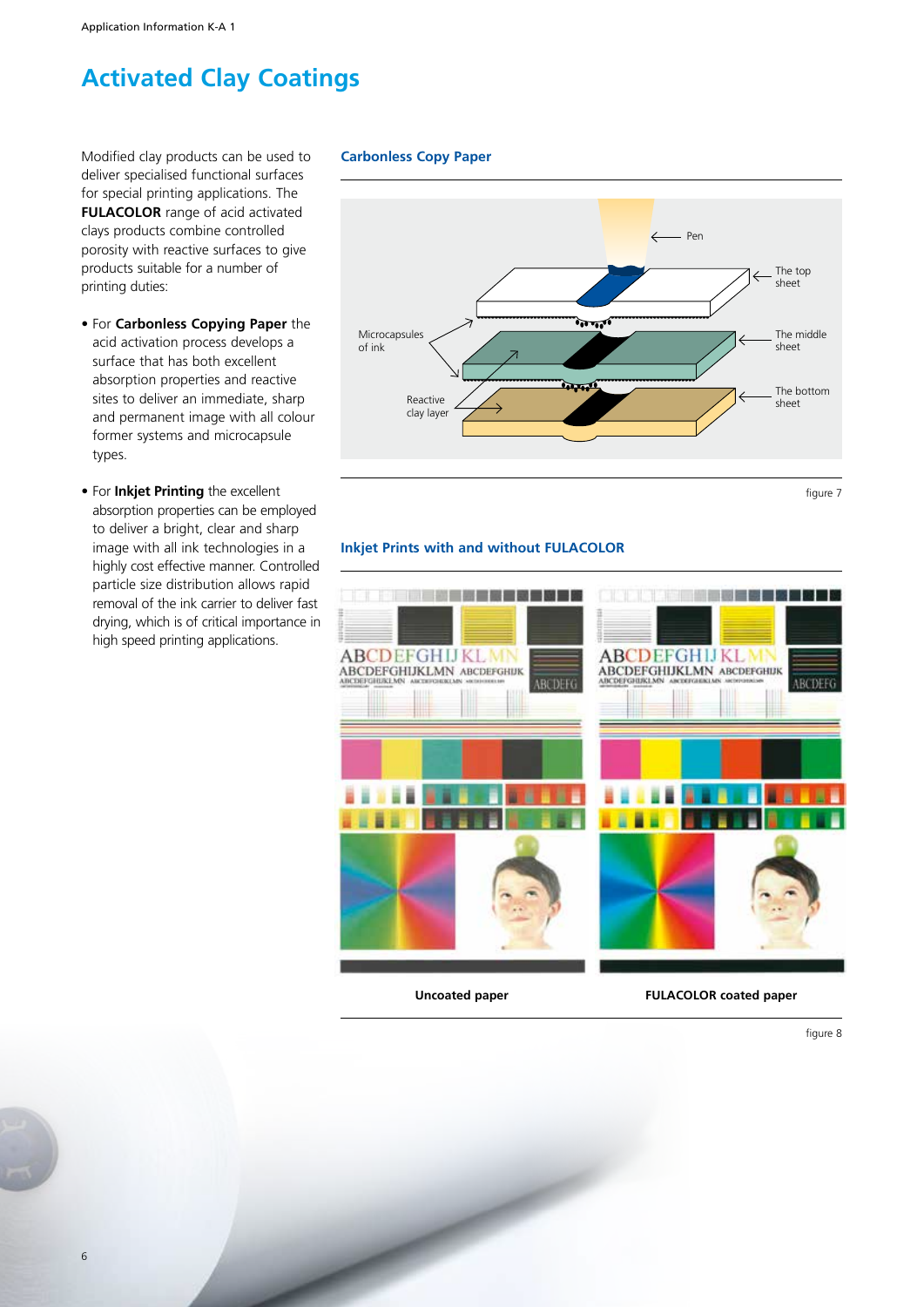# Activated Clay Coatings

Modified clay products can be used to deliver specialised functional surfaces for special printing applications. The **FULACOLOR** range of acid activated clays products combine controlled porosity with reactive surfaces to give products suitable for a number of printing duties:

- For **Carbonless Copying Paper** the acid activation process develops a surface that has both excellent absorption properties and reactive sites to deliver an immediate, sharp and permanent image with all colour former systems and microcapsule types.
- For **Inkjet Printing** the excellent absorption properties can be employed to deliver a bright, clear and sharp image with all ink technologies in a highly cost effective manner. Controlled particle size distribution allows rapid removal of the ink carrier to deliver fast drying, which is of critical importance in high speed printing applications.

### Carbonless Copy Paper

Pen

The top sheet

Microcapsules of ink

The middle sheet

Reactive clay layer

The bottom sheet

figure 7

### Inkjet Prints with and without FULACOLOR

Uncoated paper

FULACOLOR coated paper

figure 8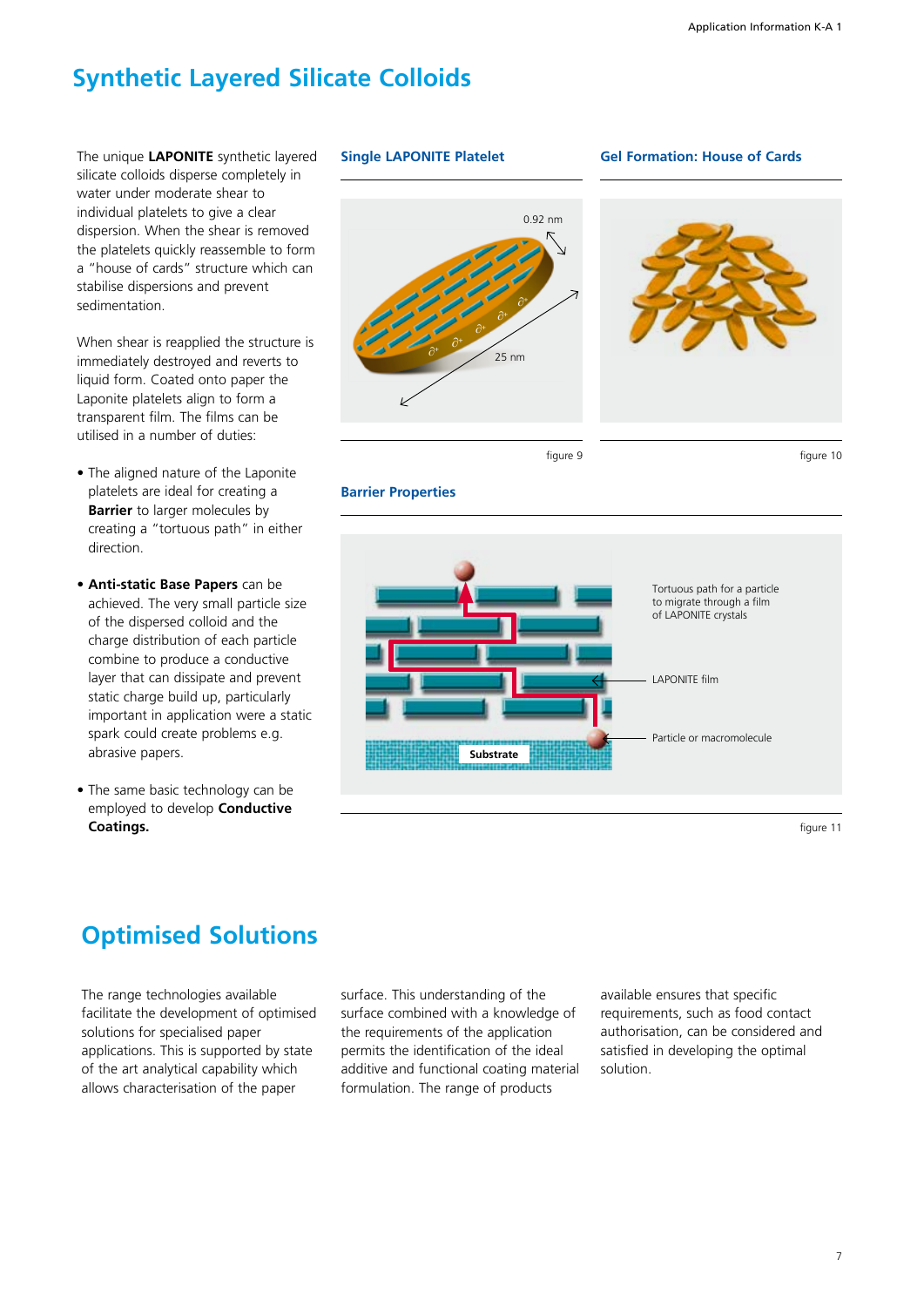# Synthetic Layered Silicate Colloids

The unique **LAPONITE** synthetic layered silicate colloids disperse completely in water under moderate shear to individual platelets to give a clear dispersion. When the shear is removed the platelets quickly reassemble to form a "house of cards" structure which can stabilise dispersions and prevent sedimentation.

When shear is reapplied the structure is immediately destroyed and reverts to liquid form. Coated onto paper the Laponite platelets align to form a transparent film. The films can be utilised in a number of duties:

- The aligned nature of the Laponite platelets are ideal for creating a **Barrier** to larger molecules by creating a "tortuous path" in either direction.
- **Anti-static Base Papers** can be achieved. The very small particle size of the dispersed colloid and the charge distribution of each particle combine to produce a conductive layer that can dissipate and prevent static charge build up, particularly important in application were a static spark could create problems e.g. abrasive papers.
- The same basic technology can be employed to develop **Conductive Coatings.**

### Single LAPONITE Platelet

0.92 nm

25 nm

figure 9

### Gel Formation: House of Cards

figure 10

### Barrier Properties

Tortuous path for a particle to migrate through a film of LAPONITE crystals

LAPONITE film

Particle or macromolecule

Substrate

figure 11

# Optimised Solutions

The range technologies available facilitate the development of optimised solutions for specialised paper applications. This is supported by state of the art analytical capability which allows characterisation of the paper surface. This understanding of the surface combined with a knowledge of the requirements of the application permits the identification of the ideal additive and functional coating material formulation. The range of products available ensures that specific requirements, such as food contact authorisation, can be considered and satisfied in developing the optimal solution.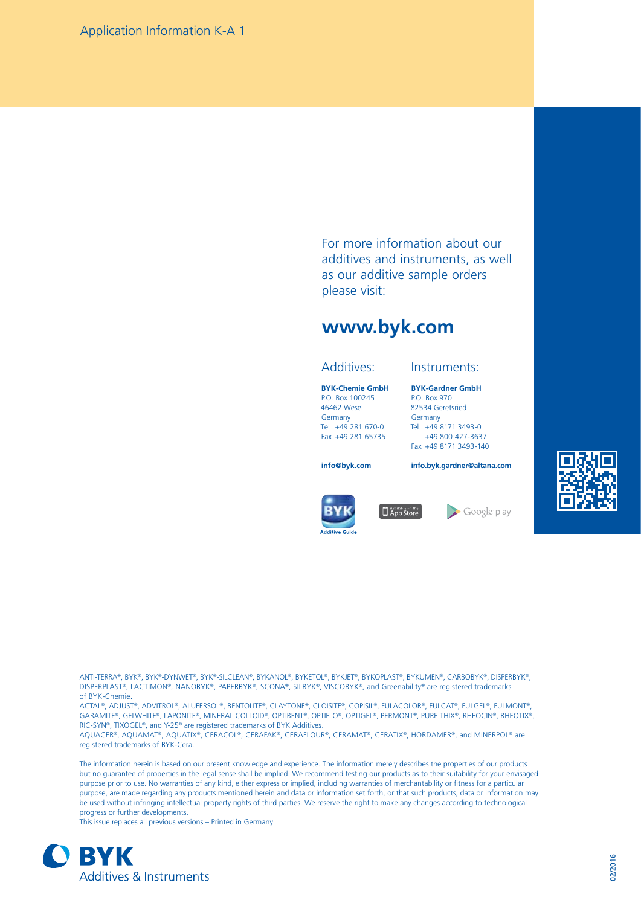For more information about our additives and instruments, as well as our additive sample orders please visit:

**www.byk.com**

Additives:

**BYK-Chemie GmbH**
P.O. Box 100245
46462 Wesel
Germany
Tel +49 281 670-0
Fax +49 281 65735

**info@byk.com**

Instruments:

**BYK-Gardner GmbH**
P.O. Box 970
82534 Geretsried
Germany
Tel +49 8171 3493-0
+49 800 427-3637
Fax +49 8171 3493-140

**info.byk.gardner@altana.com**

ANTI-TERRA®, BYK®, BYK®-DYNWET®, BYK®-SILCLEAN®, BYKANOL®, BYKETOL®, BYKJET®, BYKOPLAST®, BYKUMEN®, CARBOBYK®, DISPERBYK®, DISPERPLAST®, LACTIMON®, NANOBYK®, PAPERBYK®, SCONA®, SILBYK®, VISCOBYK®, and Greenability® are registered trademarks of BYK-Chemie.
ACTAL®, ADJUST®, ADVITROL®, ALUFERSOL®, BENTOLITE®, CLAYTONE®, CLOISITE®, COPISIL®, FULACOLOR®, FULCAT®, FULGEL®, FULMONT®, GARAMITE®, GELWHITE®, LAPONITE®, MINERAL COLLOID®, OPTIBENT®, OPTIFLO®, OPTIGEL®, PERMONT®, PURE THIX®, RHEOCIN®, RHEOTIX®, RIC-SYN®, TIXOGEL®, and Y-25® are registered trademarks of BYK Additives.
AQUACER®, AQUAMAT®, AQUATIX®, CERACOL®, CERAFAK®, CERAFLOUR®, CERAMAT®, CERATIX®, HORDAMER®, and MINERPOL® are registered trademarks of BYK-Cera.

The information herein is based on our present knowledge and experience. The information merely describes the properties of our products but no guarantee of properties in the legal sense shall be implied. We recommend testing our products as to their suitability for your envisaged purpose prior to use. No warranties of any kind, either express or implied, including warranties of merchantability or fitness for a particular purpose, are made regarding any products mentioned herein and data or information set forth, or that such products, data or information may be used without infringing intellectual property rights of third parties. We reserve the right to make any changes according to technological progress or further developments.
This issue replaces all previous versions – Printed in Germany

BYK
Additives & Instruments

02/2016